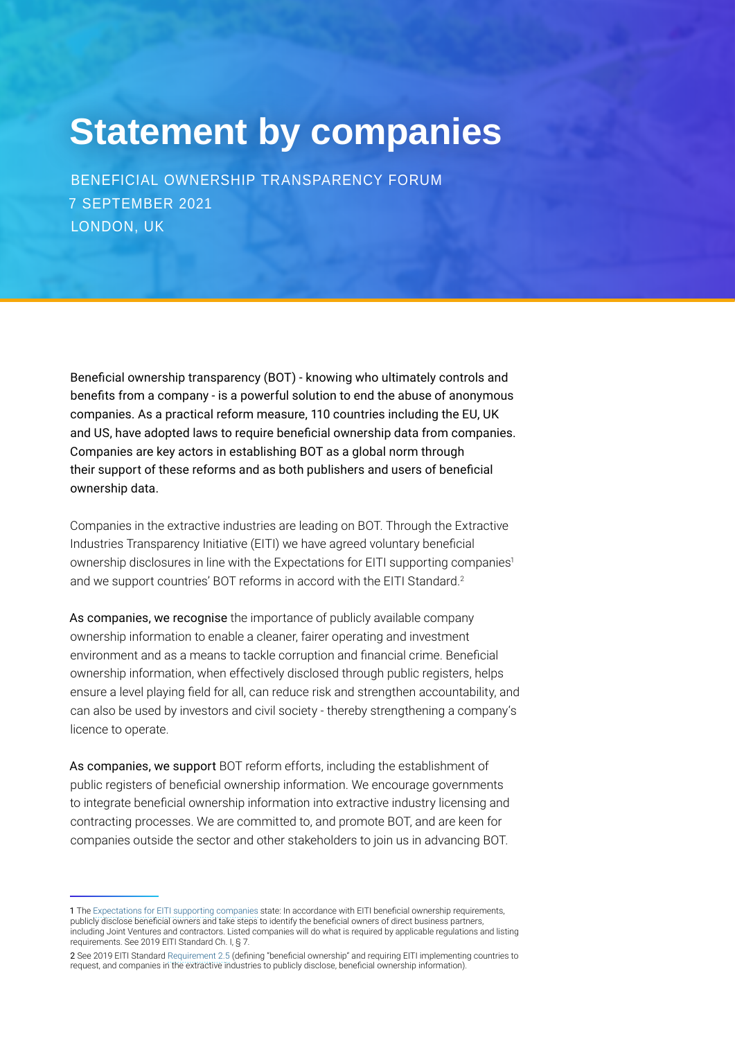# Statement by companies

BENEFICIAL OWNERSHIP TRANSPARENCY FORUM
7 SEPTEMBER 2021
LONDON, UK

Beneficial ownership transparency (BOT) - knowing who ultimately controls and benefits from a company - is a powerful solution to end the abuse of anonymous companies. As a practical reform measure, 110 countries including the EU, UK and US, have adopted laws to require beneficial ownership data from companies. Companies are key actors in establishing BOT as a global norm through their support of these reforms and as both publishers and users of beneficial ownership data.

Companies in the extractive industries are leading on BOT. Through the Extractive Industries Transparency Initiative (EITI) we have agreed voluntary beneficial ownership disclosures in line with the Expectations for EITI supporting companies[1] and we support countries' BOT reforms in accord with the EITI Standard.[2]

As companies, we recognise the importance of publicly available company ownership information to enable a cleaner, fairer operating and investment environment and as a means to tackle corruption and financial crime. Beneficial ownership information, when effectively disclosed through public registers, helps ensure a level playing field for all, can reduce risk and strengthen accountability, and can also be used by investors and civil society - thereby strengthening a company's licence to operate.

As companies, we support BOT reform efforts, including the establishment of public registers of beneficial ownership information. We encourage governments to integrate beneficial ownership information into extractive industry licensing and contracting processes. We are committed to, and promote BOT, and are keen for companies outside the sector and other stakeholders to join us in advancing BOT.

---

1 The Expectations for EITI supporting companies state: In accordance with EITI beneficial ownership requirements, publicly disclose beneficial owners and take steps to identify the beneficial owners of direct business partners, including Joint Ventures and contractors. Listed companies will do what is required by applicable regulations and listing requirements. See 2019 EITI Standard Ch. I, § 7.

2 See 2019 EITI Standard Requirement 2.5 (defining "beneficial ownership" and requiring EITI implementing countries to request, and companies in the extractive industries to publicly disclose, beneficial ownership information).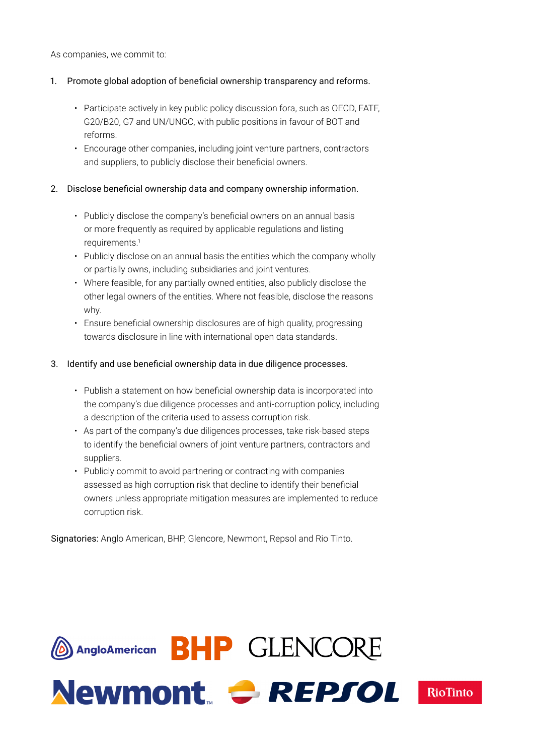As companies, we commit to:

1. Promote global adoption of beneficial ownership transparency and reforms.

   - Participate actively in key public policy discussion fora, such as OECD, FATF, G20/B20, G7 and UN/UNGC, with public positions in favour of BOT and reforms.
   - Encourage other companies, including joint venture partners, contractors and suppliers, to publicly disclose their beneficial owners.

2. Disclose beneficial ownership data and company ownership information.

   - Publicly disclose the company's beneficial owners on an annual basis or more frequently as required by applicable regulations and listing requirements.[1]
   - Publicly disclose on an annual basis the entities which the company wholly or partially owns, including subsidiaries and joint ventures.
   - Where feasible, for any partially owned entities, also publicly disclose the other legal owners of the entities. Where not feasible, disclose the reasons why.
   - Ensure beneficial ownership disclosures are of high quality, progressing towards disclosure in line with international open data standards.

3. Identify and use beneficial ownership data in due diligence processes.

   - Publish a statement on how beneficial ownership data is incorporated into the company's due diligence processes and anti-corruption policy, including a description of the criteria used to assess corruption risk.
   - As part of the company's due diligences processes, take risk-based steps to identify the beneficial owners of joint venture partners, contractors and suppliers.
   - Publicly commit to avoid partnering or contracting with companies assessed as high corruption risk that decline to identify their beneficial owners unless appropriate mitigation measures are implemented to reduce corruption risk.

Signatories: Anglo American, BHP, Glencore, Newmont, Repsol and Rio Tinto.

AngloAmerican BHP GLENCORE

Newmont REPSOL RioTinto